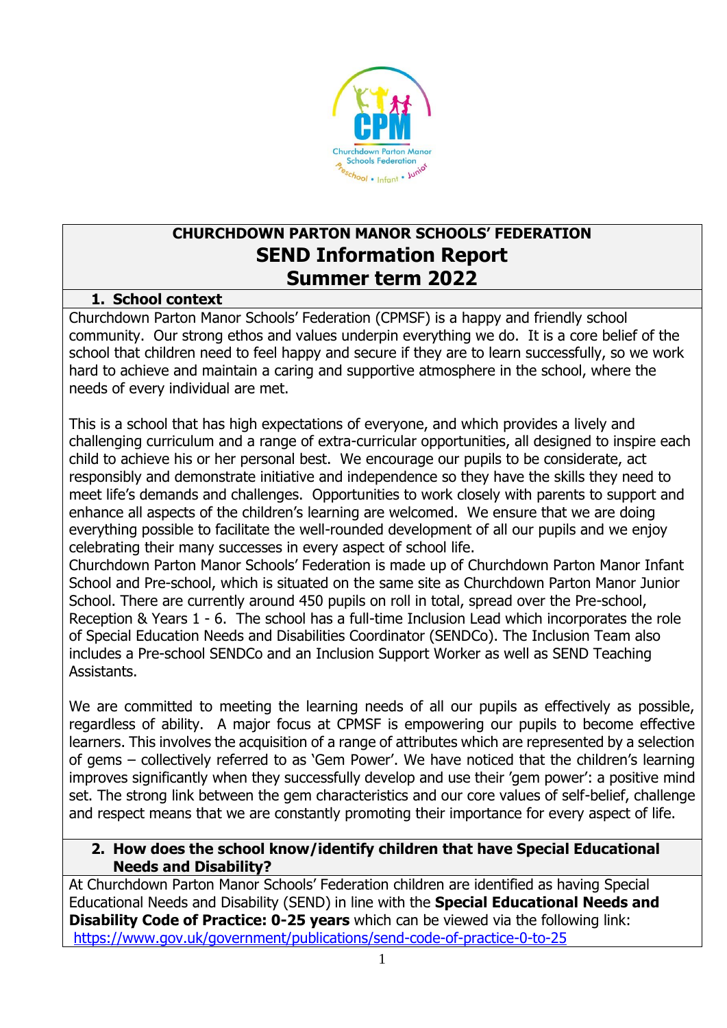# CHURCHDOWN PARTON MANOR SCHOOLS' FEDERATION

# SEND Information Report

# Summer term 2022

## 1. School context

Churchdown Parton Manor Schools' Federation (CPMSF) is a happy and friendly school community. Our strong ethos and values underpin everything we do. It is a core belief of the school that children need to feel happy and secure if they are to learn successfully, so we work hard to achieve and maintain a caring and supportive atmosphere in the school, where the needs of every individual are met.

This is a school that has high expectations of everyone, and which provides a lively and challenging curriculum and a range of extra-curricular opportunities, all designed to inspire each child to achieve his or her personal best. We encourage our pupils to be considerate, act responsibly and demonstrate initiative and independence so they have the skills they need to meet life's demands and challenges. Opportunities to work closely with parents to support and enhance all aspects of the children's learning are welcomed. We ensure that we are doing everything possible to facilitate the well-rounded development of all our pupils and we enjoy celebrating their many successes in every aspect of school life.

Churchdown Parton Manor Schools' Federation is made up of Churchdown Parton Manor Infant School and Pre-school, which is situated on the same site as Churchdown Parton Manor Junior School. There are currently around 450 pupils on roll in total, spread over the Pre-school, Reception & Years 1 - 6. The school has a full-time Inclusion Lead which incorporates the role of Special Education Needs and Disabilities Coordinator (SENDCo). The Inclusion Team also includes a Pre-school SENDCo and an Inclusion Support Worker as well as SEND Teaching Assistants.

We are committed to meeting the learning needs of all our pupils as effectively as possible, regardless of ability. A major focus at CPMSF is empowering our pupils to become effective learners. This involves the acquisition of a range of attributes which are represented by a selection of gems – collectively referred to as 'Gem Power'. We have noticed that the children's learning improves significantly when they successfully develop and use their 'gem power': a positive mind set. The strong link between the gem characteristics and our core values of self-belief, challenge and respect means that we are constantly promoting their importance for every aspect of life.

## 2. How does the school know/identify children that have Special Educational Needs and Disability?

At Churchdown Parton Manor Schools' Federation children are identified as having Special Educational Needs and Disability (SEND) in line with the **Special Educational Needs and Disability Code of Practice: 0-25 years** which can be viewed via the following link:
https://www.gov.uk/government/publications/send-code-of-practice-0-to-25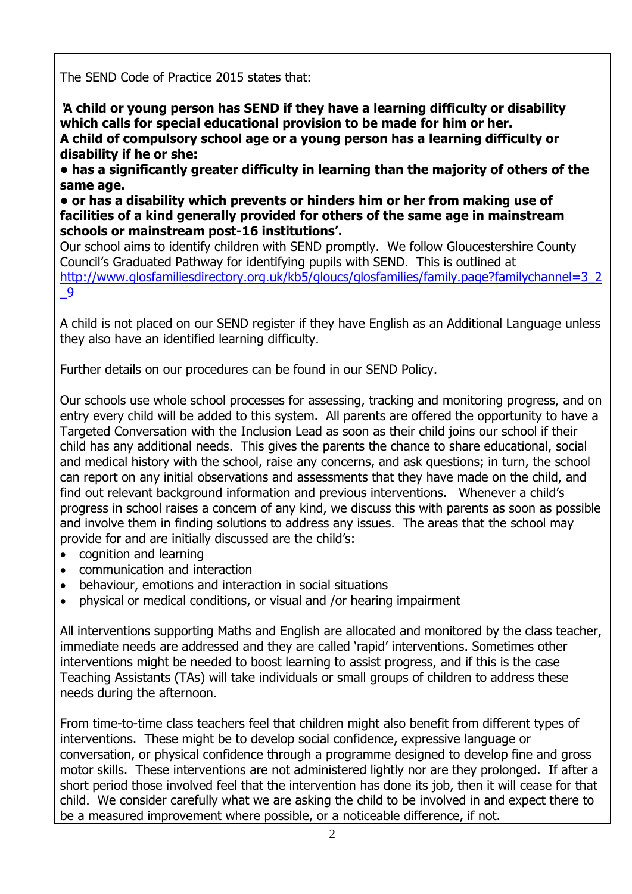The SEND Code of Practice 2015 states that:

**'A child or young person has SEND if they have a learning difficulty or disability which calls for special educational provision to be made for him or her.**
**A child of compulsory school age or a young person has a learning difficulty or disability if he or she:**

**• has a significantly greater difficulty in learning than the majority of others of the same age.**

**• or has a disability which prevents or hinders him or her from making use of facilities of a kind generally provided for others of the same age in mainstream schools or mainstream post-16 institutions'.**

Our school aims to identify children with SEND promptly. We follow Gloucestershire County Council's Graduated Pathway for identifying pupils with SEND. This is outlined at http://www.glosfamiliesdirectory.org.uk/kb5/gloucs/glosfamilies/family.page?familychannel=3_2_9

A child is not placed on our SEND register if they have English as an Additional Language unless they also have an identified learning difficulty.

Further details on our procedures can be found in our SEND Policy.

Our schools use whole school processes for assessing, tracking and monitoring progress, and on entry every child will be added to this system. All parents are offered the opportunity to have a Targeted Conversation with the Inclusion Lead as soon as their child joins our school if their child has any additional needs. This gives the parents the chance to share educational, social and medical history with the school, raise any concerns, and ask questions; in turn, the school can report on any initial observations and assessments that they have made on the child, and find out relevant background information and previous interventions. Whenever a child's progress in school raises a concern of any kind, we discuss this with parents as soon as possible and involve them in finding solutions to address any issues. The areas that the school may provide for and are initially discussed are the child's:

- cognition and learning
- communication and interaction
- behaviour, emotions and interaction in social situations
- physical or medical conditions, or visual and /or hearing impairment

All interventions supporting Maths and English are allocated and monitored by the class teacher, immediate needs are addressed and they are called 'rapid' interventions. Sometimes other interventions might be needed to boost learning to assist progress, and if this is the case Teaching Assistants (TAs) will take individuals or small groups of children to address these needs during the afternoon.

From time-to-time class teachers feel that children might also benefit from different types of interventions. These might be to develop social confidence, expressive language or conversation, or physical confidence through a programme designed to develop fine and gross motor skills. These interventions are not administered lightly nor are they prolonged. If after a short period those involved feel that the intervention has done its job, then it will cease for that child. We consider carefully what we are asking the child to be involved in and expect there to be a measured improvement where possible, or a noticeable difference, if not.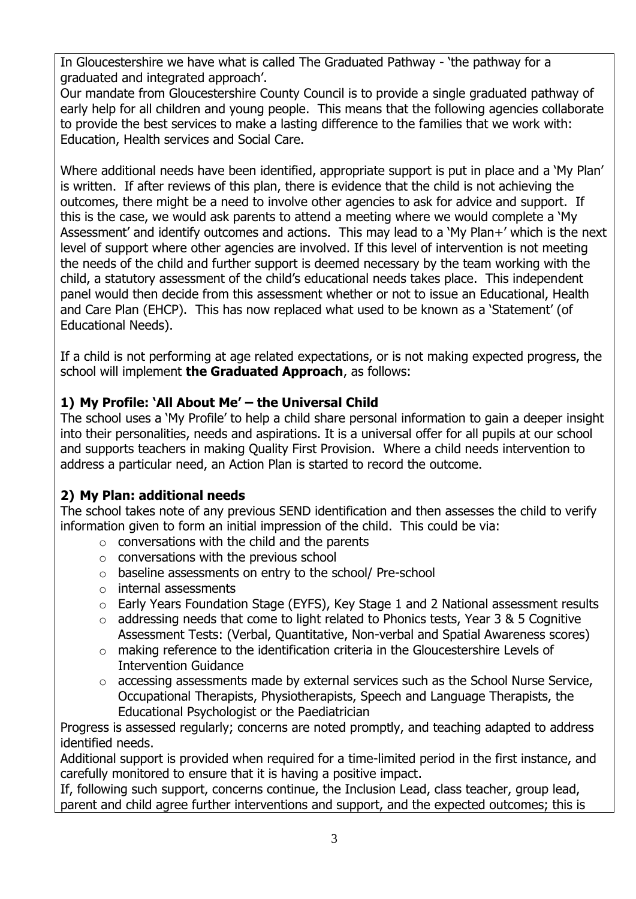In Gloucestershire we have what is called The Graduated Pathway - 'the pathway for a graduated and integrated approach'.

Our mandate from Gloucestershire County Council is to provide a single graduated pathway of early help for all children and young people. This means that the following agencies collaborate to provide the best services to make a lasting difference to the families that we work with: Education, Health services and Social Care.

Where additional needs have been identified, appropriate support is put in place and a 'My Plan' is written. If after reviews of this plan, there is evidence that the child is not achieving the outcomes, there might be a need to involve other agencies to ask for advice and support. If this is the case, we would ask parents to attend a meeting where we would complete a 'My Assessment' and identify outcomes and actions. This may lead to a 'My Plan+' which is the next level of support where other agencies are involved. If this level of intervention is not meeting the needs of the child and further support is deemed necessary by the team working with the child, a statutory assessment of the child's educational needs takes place. This independent panel would then decide from this assessment whether or not to issue an Educational, Health and Care Plan (EHCP). This has now replaced what used to be known as a 'Statement' (of Educational Needs).

If a child is not performing at age related expectations, or is not making expected progress, the school will implement **the Graduated Approach**, as follows:

### 1) My Profile: 'All About Me' – the Universal Child

The school uses a 'My Profile' to help a child share personal information to gain a deeper insight into their personalities, needs and aspirations. It is a universal offer for all pupils at our school and supports teachers in making Quality First Provision. Where a child needs intervention to address a particular need, an Action Plan is started to record the outcome.

### 2) My Plan: additional needs

The school takes note of any previous SEND identification and then assesses the child to verify information given to form an initial impression of the child. This could be via:

- conversations with the child and the parents
- conversations with the previous school
- baseline assessments on entry to the school/ Pre-school
- internal assessments
- Early Years Foundation Stage (EYFS), Key Stage 1 and 2 National assessment results
- addressing needs that come to light related to Phonics tests, Year 3 & 5 Cognitive Assessment Tests: (Verbal, Quantitative, Non-verbal and Spatial Awareness scores)
- making reference to the identification criteria in the Gloucestershire Levels of Intervention Guidance
- accessing assessments made by external services such as the School Nurse Service, Occupational Therapists, Physiotherapists, Speech and Language Therapists, the Educational Psychologist or the Paediatrician

Progress is assessed regularly; concerns are noted promptly, and teaching adapted to address identified needs.

Additional support is provided when required for a time-limited period in the first instance, and carefully monitored to ensure that it is having a positive impact.

If, following such support, concerns continue, the Inclusion Lead, class teacher, group lead, parent and child agree further interventions and support, and the expected outcomes; this is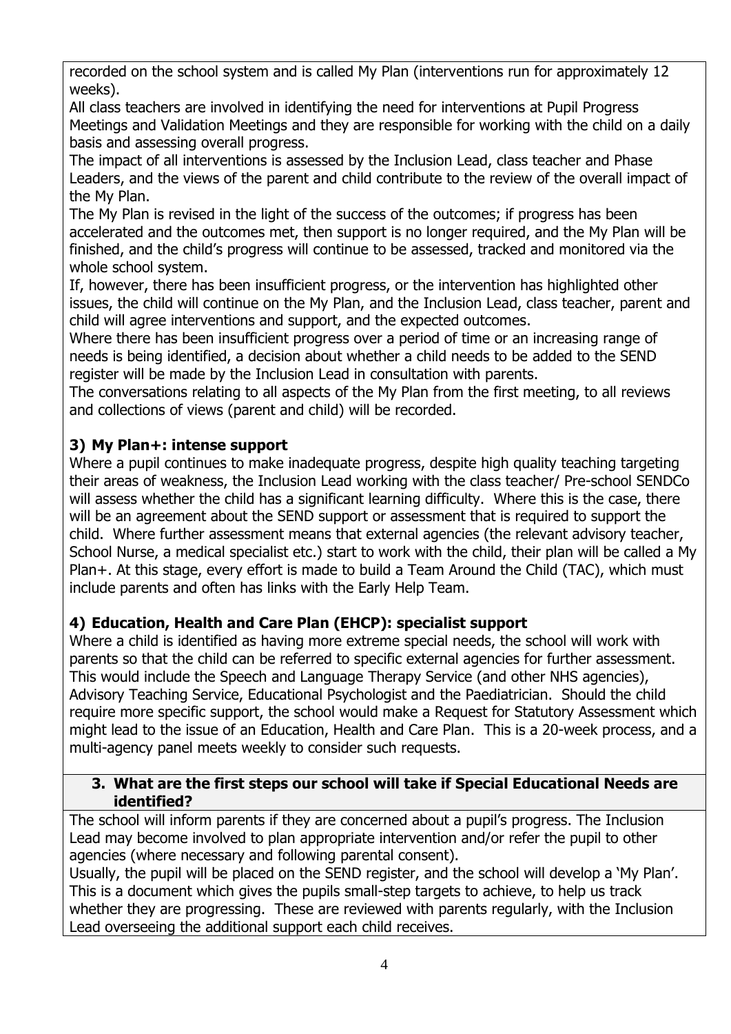recorded on the school system and is called My Plan (interventions run for approximately 12 weeks).

All class teachers are involved in identifying the need for interventions at Pupil Progress Meetings and Validation Meetings and they are responsible for working with the child on a daily basis and assessing overall progress.

The impact of all interventions is assessed by the Inclusion Lead, class teacher and Phase Leaders, and the views of the parent and child contribute to the review of the overall impact of the My Plan.

The My Plan is revised in the light of the success of the outcomes; if progress has been accelerated and the outcomes met, then support is no longer required, and the My Plan will be finished, and the child's progress will continue to be assessed, tracked and monitored via the whole school system.

If, however, there has been insufficient progress, or the intervention has highlighted other issues, the child will continue on the My Plan, and the Inclusion Lead, class teacher, parent and child will agree interventions and support, and the expected outcomes.

Where there has been insufficient progress over a period of time or an increasing range of needs is being identified, a decision about whether a child needs to be added to the SEND register will be made by the Inclusion Lead in consultation with parents.

The conversations relating to all aspects of the My Plan from the first meeting, to all reviews and collections of views (parent and child) will be recorded.

**3) My Plan+: intense support**

Where a pupil continues to make inadequate progress, despite high quality teaching targeting their areas of weakness, the Inclusion Lead working with the class teacher/ Pre-school SENDCo will assess whether the child has a significant learning difficulty. Where this is the case, there will be an agreement about the SEND support or assessment that is required to support the child. Where further assessment means that external agencies (the relevant advisory teacher, School Nurse, a medical specialist etc.) start to work with the child, their plan will be called a My Plan+. At this stage, every effort is made to build a Team Around the Child (TAC), which must include parents and often has links with the Early Help Team.

**4) Education, Health and Care Plan (EHCP): specialist support**

Where a child is identified as having more extreme special needs, the school will work with parents so that the child can be referred to specific external agencies for further assessment. This would include the Speech and Language Therapy Service (and other NHS agencies), Advisory Teaching Service, Educational Psychologist and the Paediatrician. Should the child require more specific support, the school would make a Request for Statutory Assessment which might lead to the issue of an Education, Health and Care Plan. This is a 20-week process, and a multi-agency panel meets weekly to consider such requests.

**3. What are the first steps our school will take if Special Educational Needs are identified?**

The school will inform parents if they are concerned about a pupil's progress. The Inclusion Lead may become involved to plan appropriate intervention and/or refer the pupil to other agencies (where necessary and following parental consent).

Usually, the pupil will be placed on the SEND register, and the school will develop a 'My Plan'. This is a document which gives the pupils small-step targets to achieve, to help us track whether they are progressing. These are reviewed with parents regularly, with the Inclusion Lead overseeing the additional support each child receives.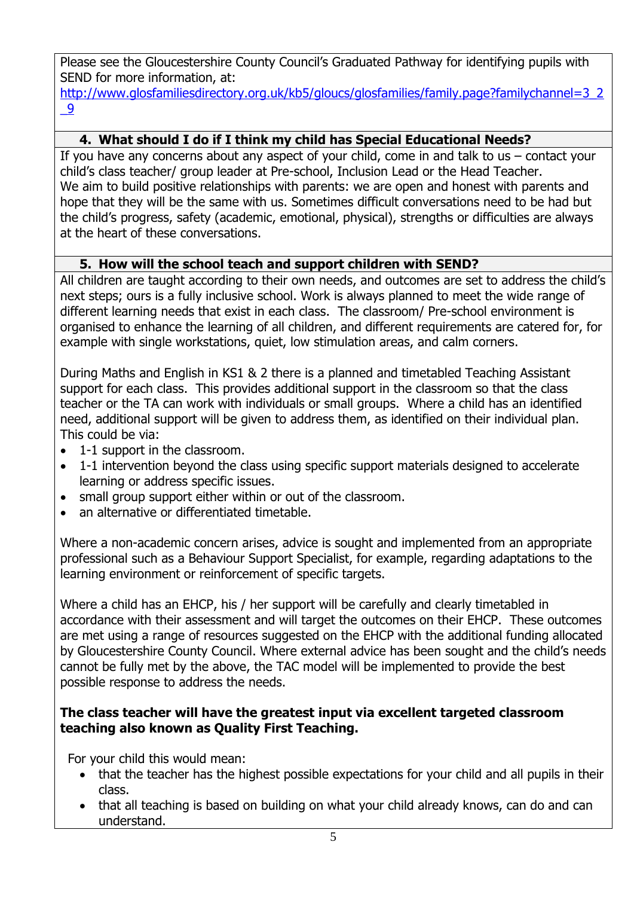Please see the Gloucestershire County Council's Graduated Pathway for identifying pupils with SEND for more information, at:
[http://www.glosfamiliesdirectory.org.uk/kb5/gloucs/glosfamilies/family.page?familychannel=3_2_9](http://www.glosfamiliesdirectory.org.uk/kb5/gloucs/glosfamilies/family.page?familychannel=3_2_9)

### 4. What should I do if I think my child has Special Educational Needs?

If you have any concerns about any aspect of your child, come in and talk to us – contact your child's class teacher/ group leader at Pre-school, Inclusion Lead or the Head Teacher.
We aim to build positive relationships with parents: we are open and honest with parents and hope that they will be the same with us. Sometimes difficult conversations need to be had but the child's progress, safety (academic, emotional, physical), strengths or difficulties are always at the heart of these conversations.

### 5. How will the school teach and support children with SEND?

All children are taught according to their own needs, and outcomes are set to address the child's next steps; ours is a fully inclusive school. Work is always planned to meet the wide range of different learning needs that exist in each class. The classroom/ Pre-school environment is organised to enhance the learning of all children, and different requirements are catered for, for example with single workstations, quiet, low stimulation areas, and calm corners.

During Maths and English in KS1 & 2 there is a planned and timetabled Teaching Assistant support for each class. This provides additional support in the classroom so that the class teacher or the TA can work with individuals or small groups. Where a child has an identified need, additional support will be given to address them, as identified on their individual plan. This could be via:

- 1-1 support in the classroom.
- 1-1 intervention beyond the class using specific support materials designed to accelerate learning or address specific issues.
- small group support either within or out of the classroom.
- an alternative or differentiated timetable.

Where a non-academic concern arises, advice is sought and implemented from an appropriate professional such as a Behaviour Support Specialist, for example, regarding adaptations to the learning environment or reinforcement of specific targets.

Where a child has an EHCP, his / her support will be carefully and clearly timetabled in accordance with their assessment and will target the outcomes on their EHCP. These outcomes are met using a range of resources suggested on the EHCP with the additional funding allocated by Gloucestershire County Council. Where external advice has been sought and the child's needs cannot be fully met by the above, the TAC model will be implemented to provide the best possible response to address the needs.

**The class teacher will have the greatest input via excellent targeted classroom teaching also known as Quality First Teaching.**

For your child this would mean:

- that the teacher has the highest possible expectations for your child and all pupils in their class.
- that all teaching is based on building on what your child already knows, can do and can understand.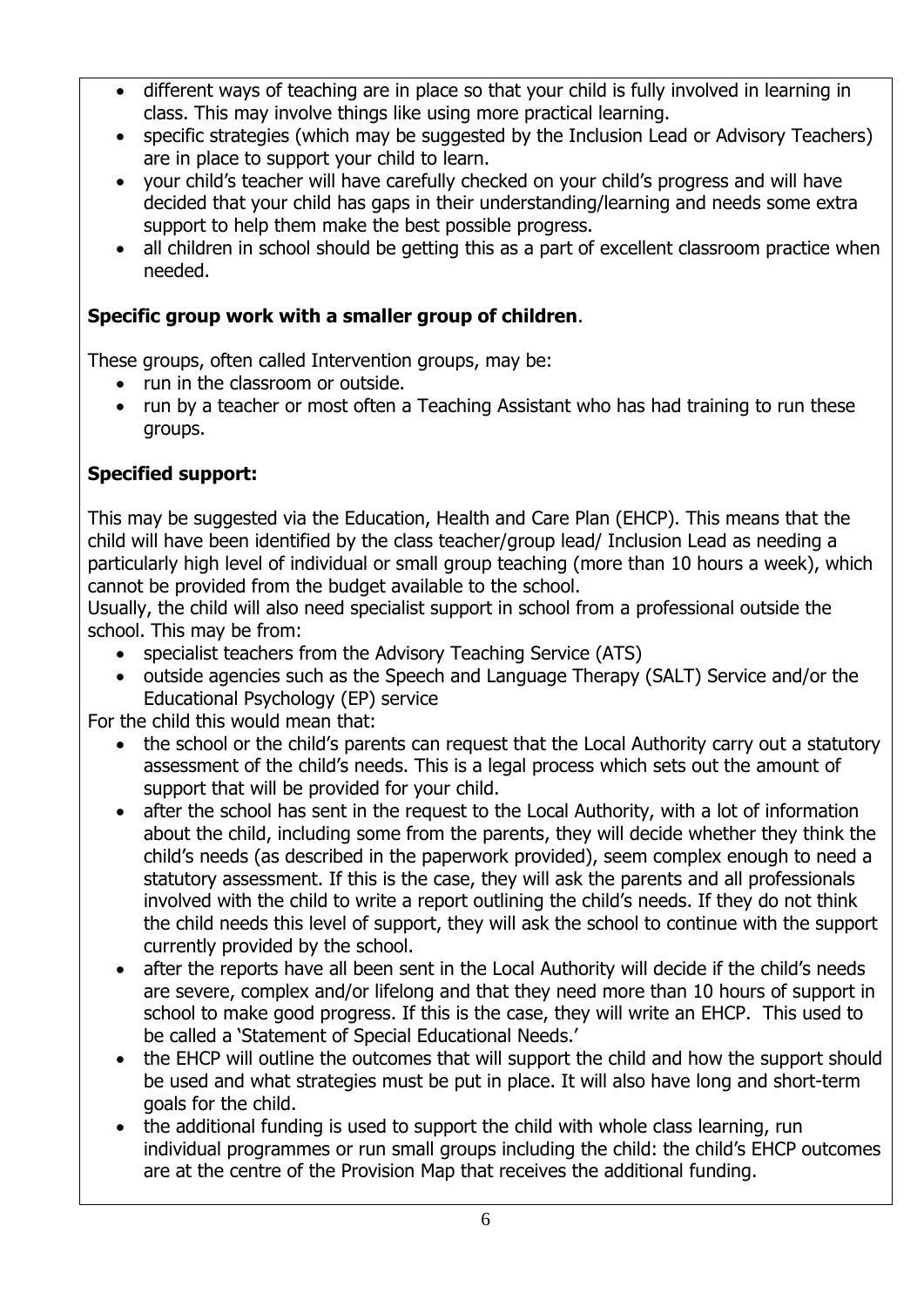- different ways of teaching are in place so that your child is fully involved in learning in class. This may involve things like using more practical learning.
- specific strategies (which may be suggested by the Inclusion Lead or Advisory Teachers) are in place to support your child to learn.
- your child's teacher will have carefully checked on your child's progress and will have decided that your child has gaps in their understanding/learning and needs some extra support to help them make the best possible progress.
- all children in school should be getting this as a part of excellent classroom practice when needed.

**Specific group work with a smaller group of children**.

These groups, often called Intervention groups, may be:

- run in the classroom or outside.
- run by a teacher or most often a Teaching Assistant who has had training to run these groups.

**Specified support:**

This may be suggested via the Education, Health and Care Plan (EHCP). This means that the child will have been identified by the class teacher/group lead/ Inclusion Lead as needing a particularly high level of individual or small group teaching (more than 10 hours a week), which cannot be provided from the budget available to the school.

Usually, the child will also need specialist support in school from a professional outside the school. This may be from:

- specialist teachers from the Advisory Teaching Service (ATS)
- outside agencies such as the Speech and Language Therapy (SALT) Service and/or the Educational Psychology (EP) service

For the child this would mean that:

- the school or the child's parents can request that the Local Authority carry out a statutory assessment of the child's needs. This is a legal process which sets out the amount of support that will be provided for your child.
- after the school has sent in the request to the Local Authority, with a lot of information about the child, including some from the parents, they will decide whether they think the child's needs (as described in the paperwork provided), seem complex enough to need a statutory assessment. If this is the case, they will ask the parents and all professionals involved with the child to write a report outlining the child's needs. If they do not think the child needs this level of support, they will ask the school to continue with the support currently provided by the school.
- after the reports have all been sent in the Local Authority will decide if the child's needs are severe, complex and/or lifelong and that they need more than 10 hours of support in school to make good progress. If this is the case, they will write an EHCP. This used to be called a 'Statement of Special Educational Needs.'
- the EHCP will outline the outcomes that will support the child and how the support should be used and what strategies must be put in place. It will also have long and short-term goals for the child.
- the additional funding is used to support the child with whole class learning, run individual programmes or run small groups including the child: the child's EHCP outcomes are at the centre of the Provision Map that receives the additional funding.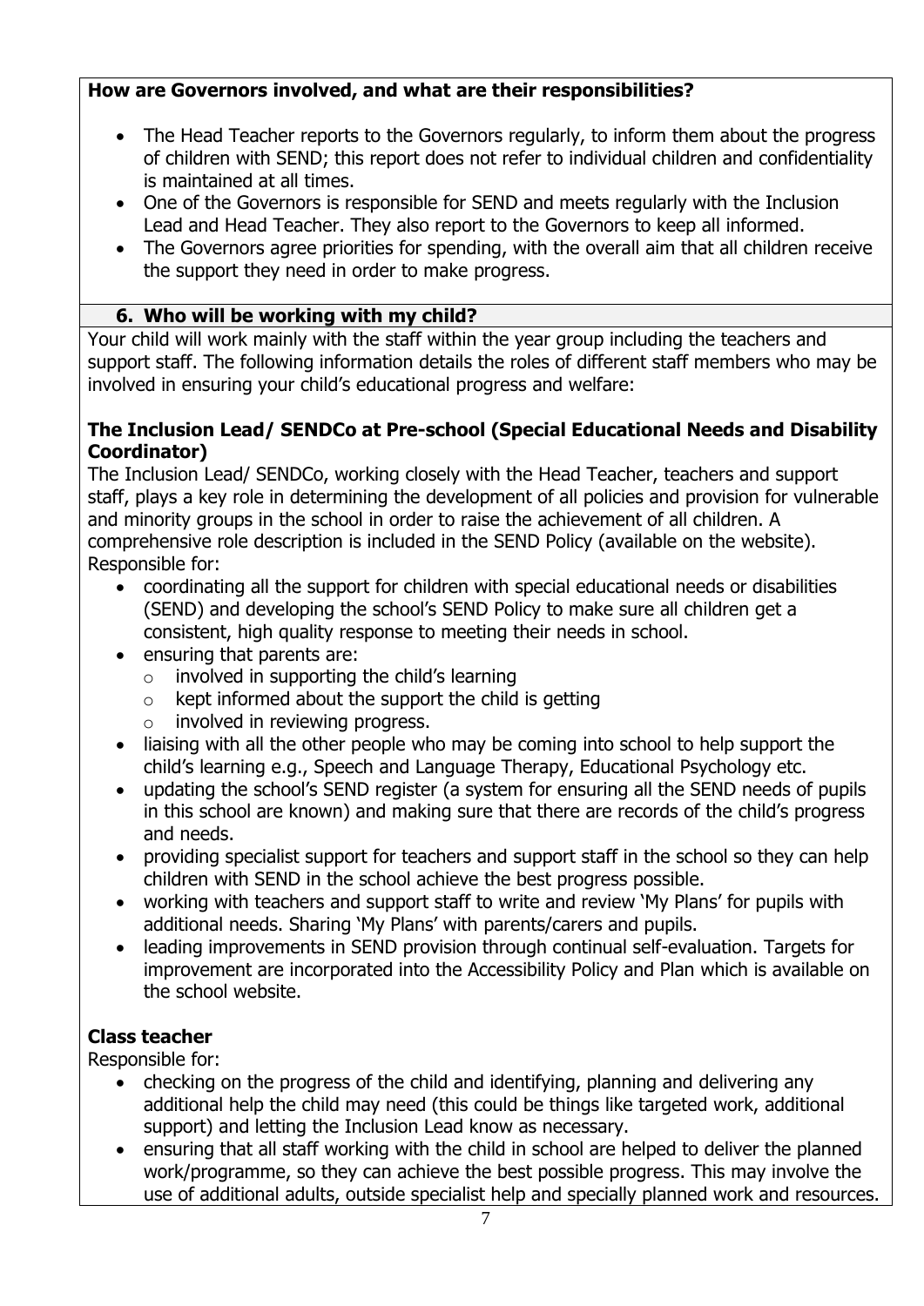**How are Governors involved, and what are their responsibilities?**

- The Head Teacher reports to the Governors regularly, to inform them about the progress of children with SEND; this report does not refer to individual children and confidentiality is maintained at all times.
- One of the Governors is responsible for SEND and meets regularly with the Inclusion Lead and Head Teacher. They also report to the Governors to keep all informed.
- The Governors agree priorities for spending, with the overall aim that all children receive the support they need in order to make progress.

## 6. Who will be working with my child?

Your child will work mainly with the staff within the year group including the teachers and support staff. The following information details the roles of different staff members who may be involved in ensuring your child's educational progress and welfare:

**The Inclusion Lead/ SENDCo at Pre-school (Special Educational Needs and Disability Coordinator)**

The Inclusion Lead/ SENDCo, working closely with the Head Teacher, teachers and support staff, plays a key role in determining the development of all policies and provision for vulnerable and minority groups in the school in order to raise the achievement of all children. A comprehensive role description is included in the SEND Policy (available on the website). Responsible for:

- coordinating all the support for children with special educational needs or disabilities (SEND) and developing the school's SEND Policy to make sure all children get a consistent, high quality response to meeting their needs in school.
- ensuring that parents are:
  - involved in supporting the child's learning
  - kept informed about the support the child is getting
  - involved in reviewing progress.
- liaising with all the other people who may be coming into school to help support the child's learning e.g., Speech and Language Therapy, Educational Psychology etc.
- updating the school's SEND register (a system for ensuring all the SEND needs of pupils in this school are known) and making sure that there are records of the child's progress and needs.
- providing specialist support for teachers and support staff in the school so they can help children with SEND in the school achieve the best progress possible.
- working with teachers and support staff to write and review 'My Plans' for pupils with additional needs. Sharing 'My Plans' with parents/carers and pupils.
- leading improvements in SEND provision through continual self-evaluation. Targets for improvement are incorporated into the Accessibility Policy and Plan which is available on the school website.

**Class teacher**

Responsible for:

- checking on the progress of the child and identifying, planning and delivering any additional help the child may need (this could be things like targeted work, additional support) and letting the Inclusion Lead know as necessary.
- ensuring that all staff working with the child in school are helped to deliver the planned work/programme, so they can achieve the best possible progress. This may involve the use of additional adults, outside specialist help and specially planned work and resources.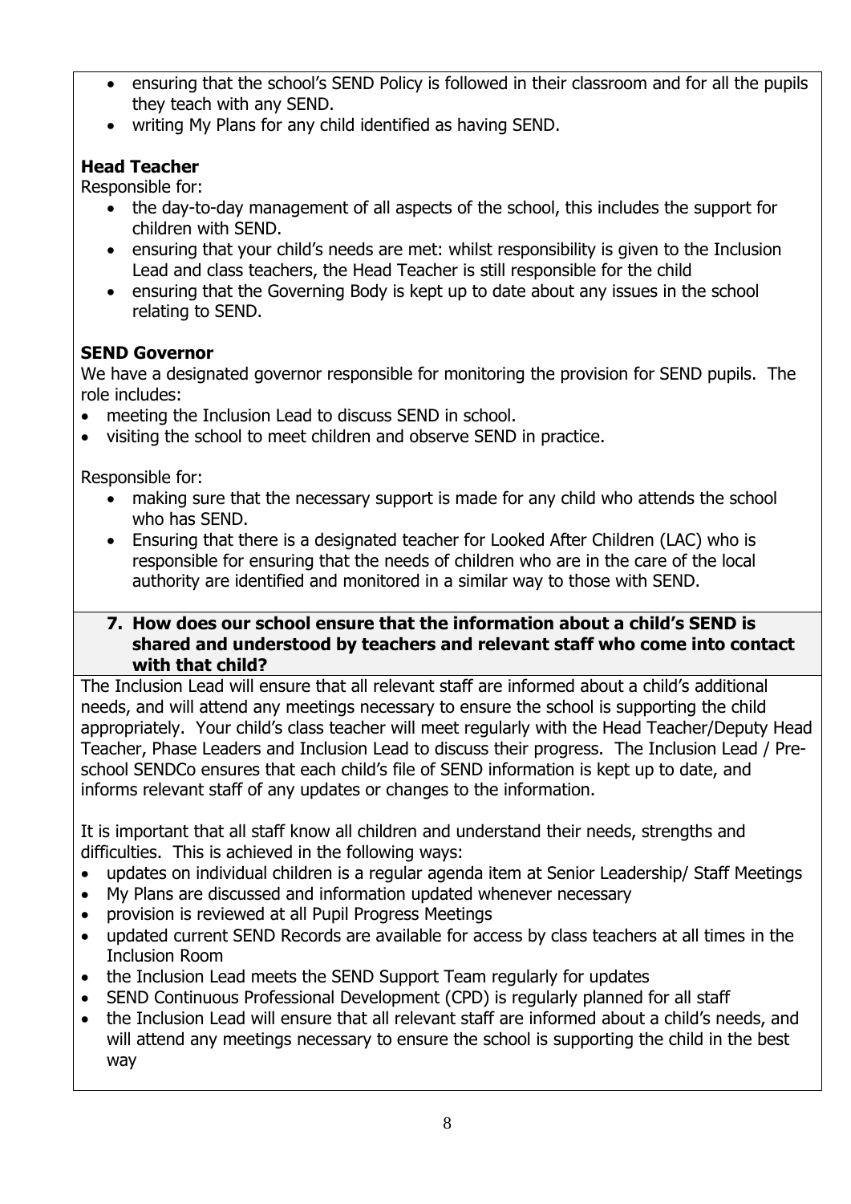- ensuring that the school's SEND Policy is followed in their classroom and for all the pupils they teach with any SEND.
- writing My Plans for any child identified as having SEND.

**Head Teacher**

Responsible for:

- the day-to-day management of all aspects of the school, this includes the support for children with SEND.
- ensuring that your child's needs are met: whilst responsibility is given to the Inclusion Lead and class teachers, the Head Teacher is still responsible for the child
- ensuring that the Governing Body is kept up to date about any issues in the school relating to SEND.

**SEND Governor**

We have a designated governor responsible for monitoring the provision for SEND pupils. The role includes:

- meeting the Inclusion Lead to discuss SEND in school.
- visiting the school to meet children and observe SEND in practice.

Responsible for:

- making sure that the necessary support is made for any child who attends the school who has SEND.
- Ensuring that there is a designated teacher for Looked After Children (LAC) who is responsible for ensuring that the needs of children who are in the care of the local authority are identified and monitored in a similar way to those with SEND.

## 7. How does our school ensure that the information about a child's SEND is shared and understood by teachers and relevant staff who come into contact with that child?

The Inclusion Lead will ensure that all relevant staff are informed about a child's additional needs, and will attend any meetings necessary to ensure the school is supporting the child appropriately. Your child's class teacher will meet regularly with the Head Teacher/Deputy Head Teacher, Phase Leaders and Inclusion Lead to discuss their progress. The Inclusion Lead / Pre-school SENDCo ensures that each child's file of SEND information is kept up to date, and informs relevant staff of any updates or changes to the information.

It is important that all staff know all children and understand their needs, strengths and difficulties. This is achieved in the following ways:

- updates on individual children is a regular agenda item at Senior Leadership/ Staff Meetings
- My Plans are discussed and information updated whenever necessary
- provision is reviewed at all Pupil Progress Meetings
- updated current SEND Records are available for access by class teachers at all times in the Inclusion Room
- the Inclusion Lead meets the SEND Support Team regularly for updates
- SEND Continuous Professional Development (CPD) is regularly planned for all staff
- the Inclusion Lead will ensure that all relevant staff are informed about a child's needs, and will attend any meetings necessary to ensure the school is supporting the child in the best way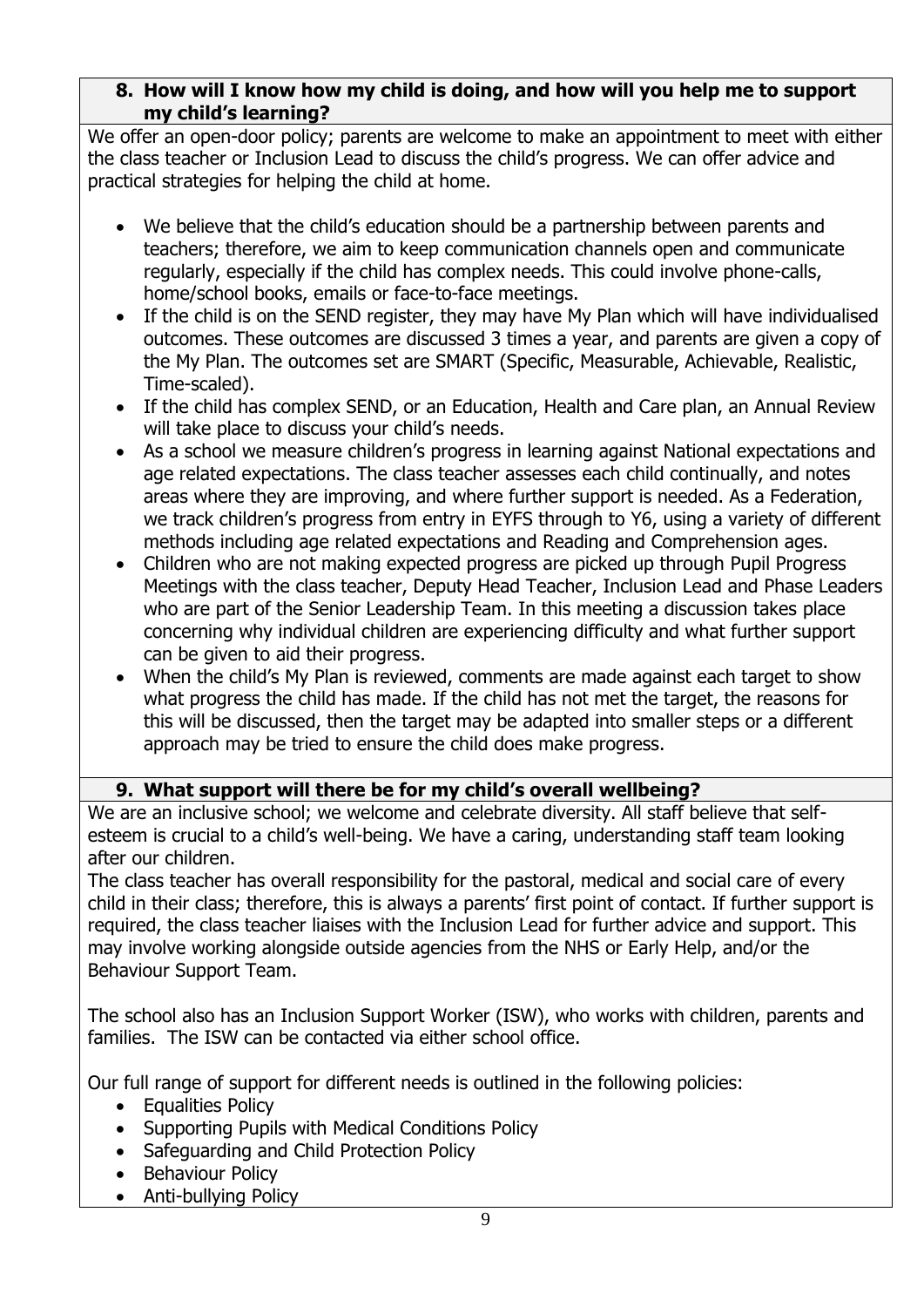## 8. How will I know how my child is doing, and how will you help me to support my child's learning?

We offer an open-door policy; parents are welcome to make an appointment to meet with either the class teacher or Inclusion Lead to discuss the child's progress. We can offer advice and practical strategies for helping the child at home.

- We believe that the child's education should be a partnership between parents and teachers; therefore, we aim to keep communication channels open and communicate regularly, especially if the child has complex needs. This could involve phone-calls, home/school books, emails or face-to-face meetings.
- If the child is on the SEND register, they may have My Plan which will have individualised outcomes. These outcomes are discussed 3 times a year, and parents are given a copy of the My Plan. The outcomes set are SMART (Specific, Measurable, Achievable, Realistic, Time-scaled).
- If the child has complex SEND, or an Education, Health and Care plan, an Annual Review will take place to discuss your child's needs.
- As a school we measure children's progress in learning against National expectations and age related expectations. The class teacher assesses each child continually, and notes areas where they are improving, and where further support is needed. As a Federation, we track children's progress from entry in EYFS through to Y6, using a variety of different methods including age related expectations and Reading and Comprehension ages.
- Children who are not making expected progress are picked up through Pupil Progress Meetings with the class teacher, Deputy Head Teacher, Inclusion Lead and Phase Leaders who are part of the Senior Leadership Team. In this meeting a discussion takes place concerning why individual children are experiencing difficulty and what further support can be given to aid their progress.
- When the child's My Plan is reviewed, comments are made against each target to show what progress the child has made. If the child has not met the target, the reasons for this will be discussed, then the target may be adapted into smaller steps or a different approach may be tried to ensure the child does make progress.

## 9. What support will there be for my child's overall wellbeing?

We are an inclusive school; we welcome and celebrate diversity. All staff believe that self-esteem is crucial to a child's well-being. We have a caring, understanding staff team looking after our children.
The class teacher has overall responsibility for the pastoral, medical and social care of every child in their class; therefore, this is always a parents' first point of contact. If further support is required, the class teacher liaises with the Inclusion Lead for further advice and support. This may involve working alongside outside agencies from the NHS or Early Help, and/or the Behaviour Support Team.

The school also has an Inclusion Support Worker (ISW), who works with children, parents and families. The ISW can be contacted via either school office.

Our full range of support for different needs is outlined in the following policies:

- Equalities Policy
- Supporting Pupils with Medical Conditions Policy
- Safeguarding and Child Protection Policy
- Behaviour Policy
- Anti-bullying Policy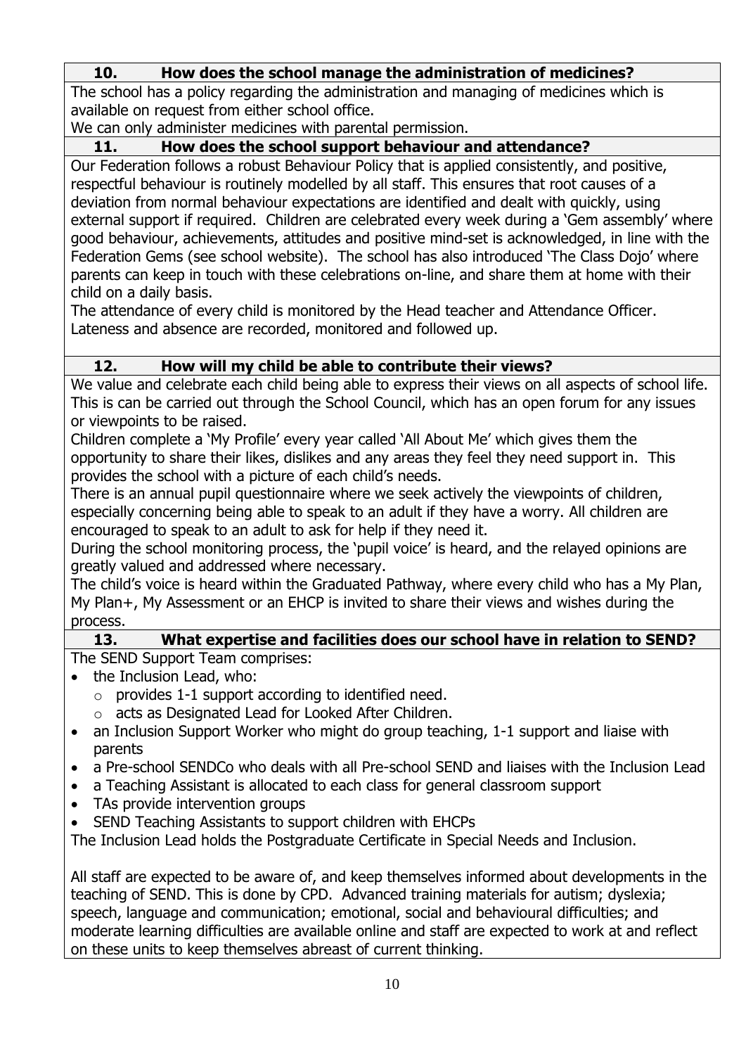## 10. How does the school manage the administration of medicines?

The school has a policy regarding the administration and managing of medicines which is available on request from either school office.
We can only administer medicines with parental permission.

## 11. How does the school support behaviour and attendance?

Our Federation follows a robust Behaviour Policy that is applied consistently, and positive, respectful behaviour is routinely modelled by all staff. This ensures that root causes of a deviation from normal behaviour expectations are identified and dealt with quickly, using external support if required. Children are celebrated every week during a 'Gem assembly' where good behaviour, achievements, attitudes and positive mind-set is acknowledged, in line with the Federation Gems (see school website). The school has also introduced 'The Class Dojo' where parents can keep in touch with these celebrations on-line, and share them at home with their child on a daily basis.
The attendance of every child is monitored by the Head teacher and Attendance Officer. Lateness and absence are recorded, monitored and followed up.

## 12. How will my child be able to contribute their views?

We value and celebrate each child being able to express their views on all aspects of school life. This is can be carried out through the School Council, which has an open forum for any issues or viewpoints to be raised.
Children complete a 'My Profile' every year called 'All About Me' which gives them the opportunity to share their likes, dislikes and any areas they feel they need support in. This provides the school with a picture of each child's needs.
There is an annual pupil questionnaire where we seek actively the viewpoints of children, especially concerning being able to speak to an adult if they have a worry. All children are encouraged to speak to an adult to ask for help if they need it.
During the school monitoring process, the 'pupil voice' is heard, and the relayed opinions are greatly valued and addressed where necessary.
The child's voice is heard within the Graduated Pathway, where every child who has a My Plan, My Plan+, My Assessment or an EHCP is invited to share their views and wishes during the process.

## 13. What expertise and facilities does our school have in relation to SEND?

The SEND Support Team comprises:

- the Inclusion Lead, who:
  - provides 1-1 support according to identified need.
  - acts as Designated Lead for Looked After Children.
- an Inclusion Support Worker who might do group teaching, 1-1 support and liaise with parents
- a Pre-school SENDCo who deals with all Pre-school SEND and liaises with the Inclusion Lead
- a Teaching Assistant is allocated to each class for general classroom support
- TAs provide intervention groups
- SEND Teaching Assistants to support children with EHCPs

The Inclusion Lead holds the Postgraduate Certificate in Special Needs and Inclusion.

All staff are expected to be aware of, and keep themselves informed about developments in the teaching of SEND. This is done by CPD. Advanced training materials for autism; dyslexia; speech, language and communication; emotional, social and behavioural difficulties; and moderate learning difficulties are available online and staff are expected to work at and reflect on these units to keep themselves abreast of current thinking.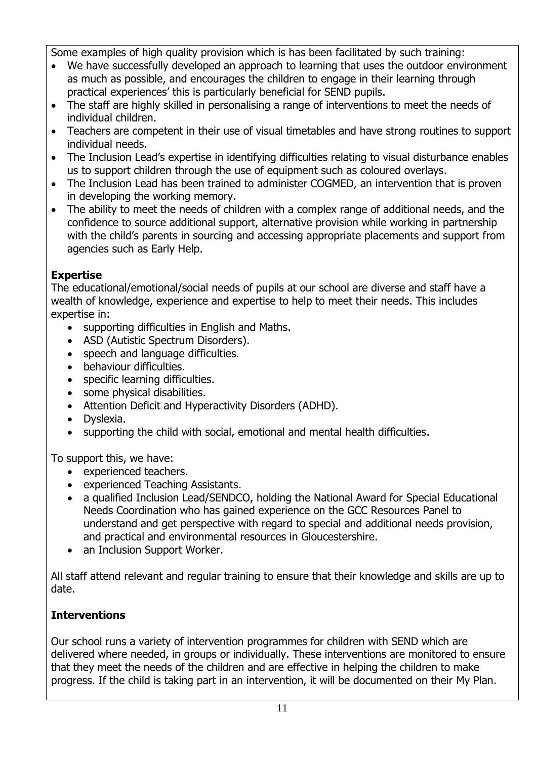Some examples of high quality provision which is has been facilitated by such training:

- We have successfully developed an approach to learning that uses the outdoor environment as much as possible, and encourages the children to engage in their learning through practical experiences' this is particularly beneficial for SEND pupils.
- The staff are highly skilled in personalising a range of interventions to meet the needs of individual children.
- Teachers are competent in their use of visual timetables and have strong routines to support individual needs.
- The Inclusion Lead's expertise in identifying difficulties relating to visual disturbance enables us to support children through the use of equipment such as coloured overlays.
- The Inclusion Lead has been trained to administer COGMED, an intervention that is proven in developing the working memory.
- The ability to meet the needs of children with a complex range of additional needs, and the confidence to source additional support, alternative provision while working in partnership with the child's parents in sourcing and accessing appropriate placements and support from agencies such as Early Help.

**Expertise**

The educational/emotional/social needs of pupils at our school are diverse and staff have a wealth of knowledge, experience and expertise to help to meet their needs. This includes expertise in:

- supporting difficulties in English and Maths.
- ASD (Autistic Spectrum Disorders).
- speech and language difficulties.
- behaviour difficulties.
- specific learning difficulties.
- some physical disabilities.
- Attention Deficit and Hyperactivity Disorders (ADHD).
- Dyslexia.
- supporting the child with social, emotional and mental health difficulties.

To support this, we have:

- experienced teachers.
- experienced Teaching Assistants.
- a qualified Inclusion Lead/SENDCO, holding the National Award for Special Educational Needs Coordination who has gained experience on the GCC Resources Panel to understand and get perspective with regard to special and additional needs provision, and practical and environmental resources in Gloucestershire.
- an Inclusion Support Worker.

All staff attend relevant and regular training to ensure that their knowledge and skills are up to date.

**Interventions**

Our school runs a variety of intervention programmes for children with SEND which are delivered where needed, in groups or individually. These interventions are monitored to ensure that they meet the needs of the children and are effective in helping the children to make progress. If the child is taking part in an intervention, it will be documented on their My Plan.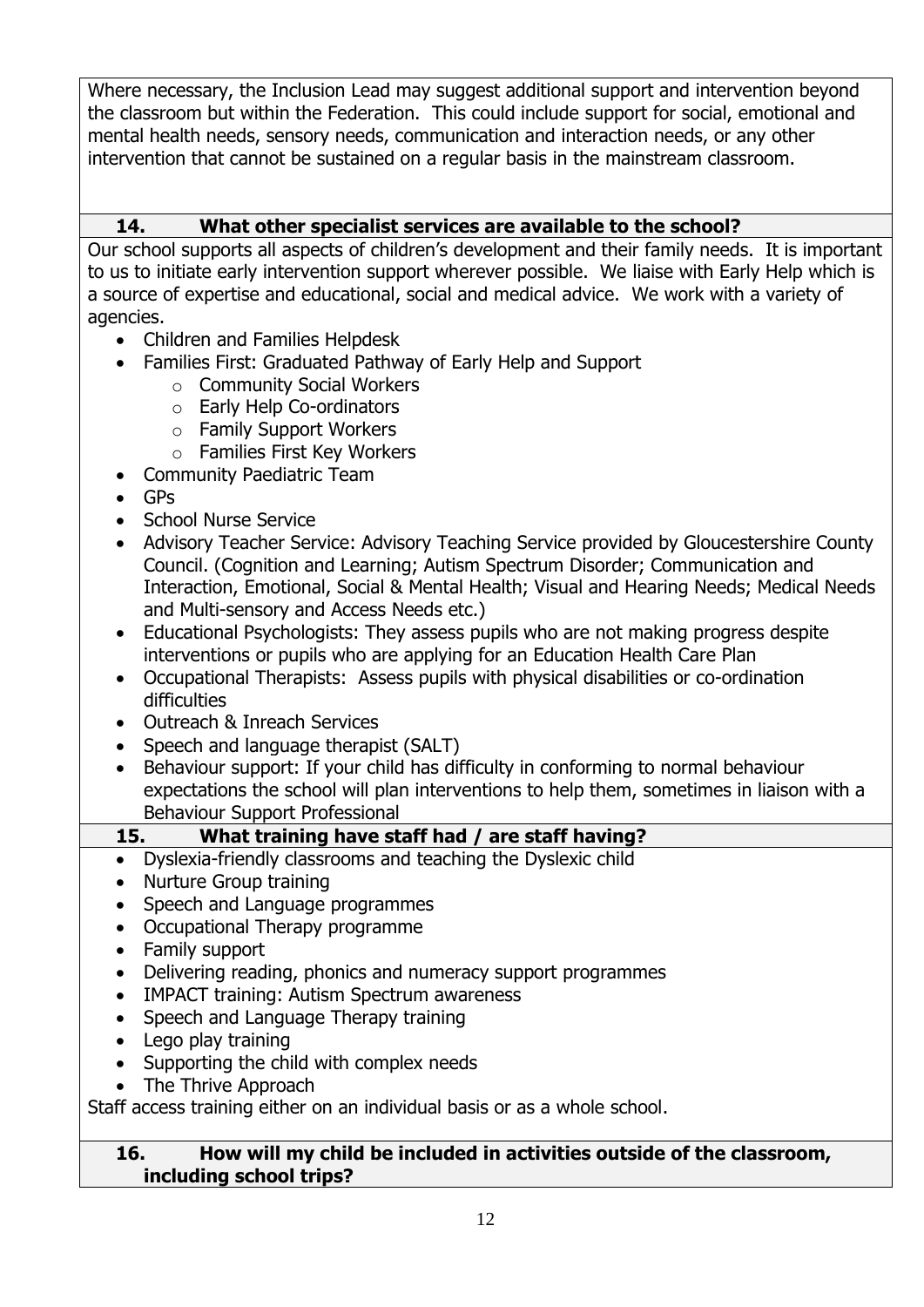Where necessary, the Inclusion Lead may suggest additional support and intervention beyond the classroom but within the Federation. This could include support for social, emotional and mental health needs, sensory needs, communication and interaction needs, or any other intervention that cannot be sustained on a regular basis in the mainstream classroom.

## 14. What other specialist services are available to the school?

Our school supports all aspects of children's development and their family needs. It is important to us to initiate early intervention support wherever possible. We liaise with Early Help which is a source of expertise and educational, social and medical advice. We work with a variety of agencies.

- Children and Families Helpdesk
- Families First: Graduated Pathway of Early Help and Support
  - Community Social Workers
  - Early Help Co-ordinators
  - Family Support Workers
  - Families First Key Workers
- Community Paediatric Team
- GPs
- School Nurse Service
- Advisory Teacher Service: Advisory Teaching Service provided by Gloucestershire County Council. (Cognition and Learning; Autism Spectrum Disorder; Communication and Interaction, Emotional, Social & Mental Health; Visual and Hearing Needs; Medical Needs and Multi-sensory and Access Needs etc.)
- Educational Psychologists: They assess pupils who are not making progress despite interventions or pupils who are applying for an Education Health Care Plan
- Occupational Therapists: Assess pupils with physical disabilities or co-ordination difficulties
- Outreach & Inreach Services
- Speech and language therapist (SALT)
- Behaviour support: If your child has difficulty in conforming to normal behaviour expectations the school will plan interventions to help them, sometimes in liaison with a Behaviour Support Professional

## 15. What training have staff had / are staff having?

- Dyslexia-friendly classrooms and teaching the Dyslexic child
- Nurture Group training
- Speech and Language programmes
- Occupational Therapy programme
- Family support
- Delivering reading, phonics and numeracy support programmes
- IMPACT training: Autism Spectrum awareness
- Speech and Language Therapy training
- Lego play training
- Supporting the child with complex needs
- The Thrive Approach

Staff access training either on an individual basis or as a whole school.

## 16. How will my child be included in activities outside of the classroom, including school trips?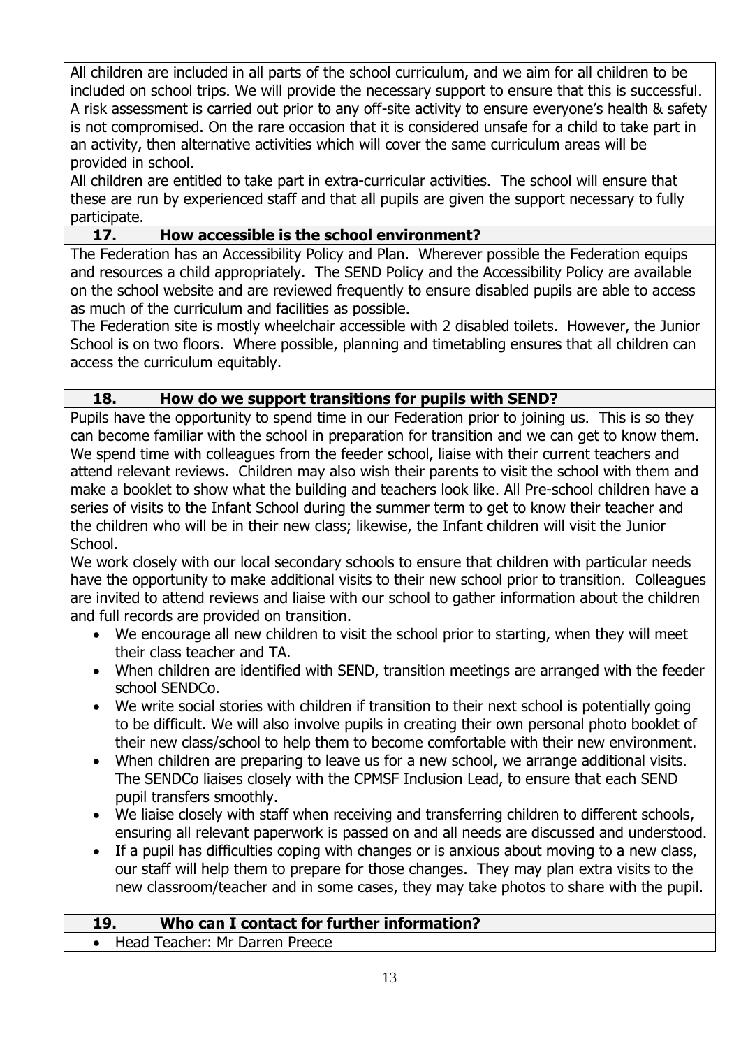All children are included in all parts of the school curriculum, and we aim for all children to be included on school trips. We will provide the necessary support to ensure that this is successful. A risk assessment is carried out prior to any off-site activity to ensure everyone's health & safety is not compromised. On the rare occasion that it is considered unsafe for a child to take part in an activity, then alternative activities which will cover the same curriculum areas will be provided in school.

All children are entitled to take part in extra-curricular activities. The school will ensure that these are run by experienced staff and that all pupils are given the support necessary to fully participate.

### 17. How accessible is the school environment?

The Federation has an Accessibility Policy and Plan. Wherever possible the Federation equips and resources a child appropriately. The SEND Policy and the Accessibility Policy are available on the school website and are reviewed frequently to ensure disabled pupils are able to access as much of the curriculum and facilities as possible.

The Federation site is mostly wheelchair accessible with 2 disabled toilets. However, the Junior School is on two floors. Where possible, planning and timetabling ensures that all children can access the curriculum equitably.

### 18. How do we support transitions for pupils with SEND?

Pupils have the opportunity to spend time in our Federation prior to joining us. This is so they can become familiar with the school in preparation for transition and we can get to know them. We spend time with colleagues from the feeder school, liaise with their current teachers and attend relevant reviews. Children may also wish their parents to visit the school with them and make a booklet to show what the building and teachers look like. All Pre-school children have a series of visits to the Infant School during the summer term to get to know their teacher and the children who will be in their new class; likewise, the Infant children will visit the Junior School.

We work closely with our local secondary schools to ensure that children with particular needs have the opportunity to make additional visits to their new school prior to transition. Colleagues are invited to attend reviews and liaise with our school to gather information about the children and full records are provided on transition.

- We encourage all new children to visit the school prior to starting, when they will meet their class teacher and TA.
- When children are identified with SEND, transition meetings are arranged with the feeder school SENDCo.
- We write social stories with children if transition to their next school is potentially going to be difficult. We will also involve pupils in creating their own personal photo booklet of their new class/school to help them to become comfortable with their new environment.
- When children are preparing to leave us for a new school, we arrange additional visits. The SENDCo liaises closely with the CPMSF Inclusion Lead, to ensure that each SEND pupil transfers smoothly.
- We liaise closely with staff when receiving and transferring children to different schools, ensuring all relevant paperwork is passed on and all needs are discussed and understood.
- If a pupil has difficulties coping with changes or is anxious about moving to a new class, our staff will help them to prepare for those changes. They may plan extra visits to the new classroom/teacher and in some cases, they may take photos to share with the pupil.

### 19. Who can I contact for further information?

- Head Teacher: Mr Darren Preece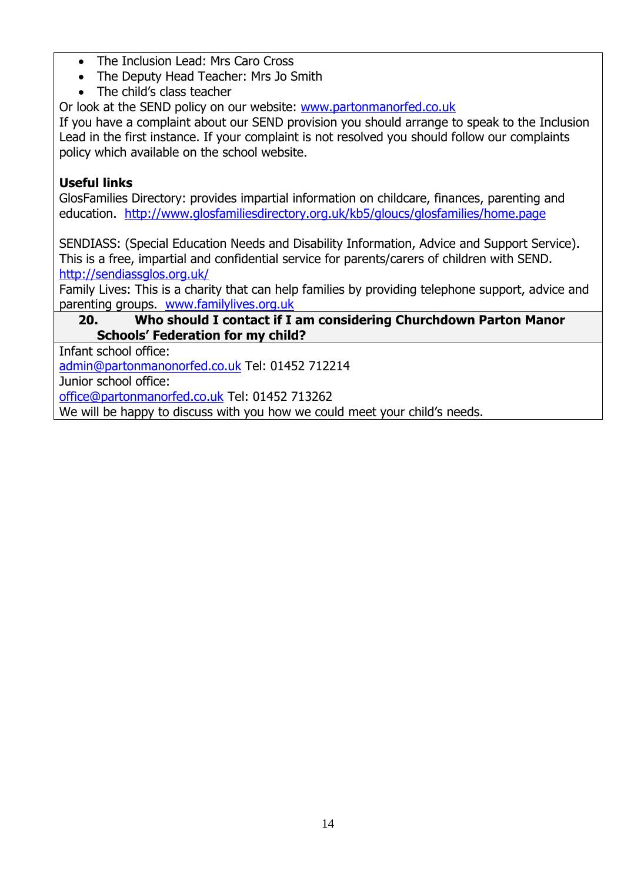- The Inclusion Lead: Mrs Caro Cross
- The Deputy Head Teacher: Mrs Jo Smith
- The child's class teacher

Or look at the SEND policy on our website: www.partonmanorfed.co.uk

If you have a complaint about our SEND provision you should arrange to speak to the Inclusion Lead in the first instance. If your complaint is not resolved you should follow our complaints policy which available on the school website.

**Useful links**

GlosFamilies Directory: provides impartial information on childcare, finances, parenting and education. http://www.glosfamiliesdirectory.org.uk/kb5/gloucs/glosfamilies/home.page

SENDIASS: (Special Education Needs and Disability Information, Advice and Support Service). This is a free, impartial and confidential service for parents/carers of children with SEND. http://sendiassglos.org.uk/

Family Lives: This is a charity that can help families by providing telephone support, advice and parenting groups. www.familylives.org.uk

**20. Who should I contact if I am considering Churchdown Parton Manor Schools' Federation for my child?**

Infant school office:
admin@partonmanonorfed.co.uk Tel: 01452 712214

Junior school office:
office@partonmanorfed.co.uk Tel: 01452 713262

We will be happy to discuss with you how we could meet your child's needs.